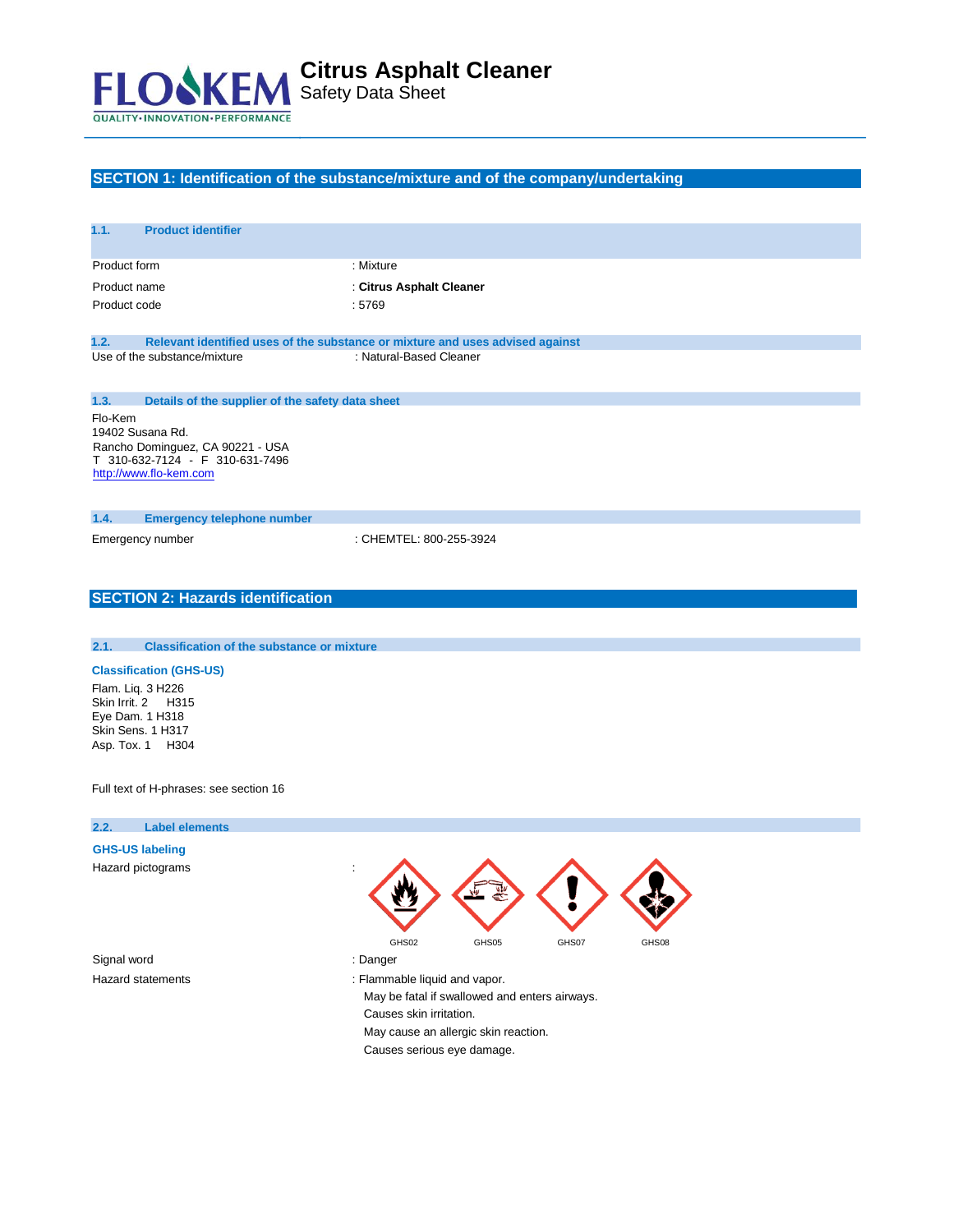# Citrus Asphalt Cleaner
Safety Data Sheet

## SECTION 1: Identification of the substance/mixture and of the company/undertaking

### 1.1. Product identifier

Product form : Mixture

Product name : **Citrus Asphalt Cleaner**

Product code : 5769

### 1.2. Relevant identified uses of the substance or mixture and uses advised against

Use of the substance/mixture : Natural-Based Cleaner

### 1.3. Details of the supplier of the safety data sheet

Flo-Kem
19402 Susana Rd.
Rancho Dominguez, CA 90221 - USA
T 310-632-7124 - F 310-631-7496
http://www.flo-kem.com

### 1.4. Emergency telephone number

Emergency number : CHEMTEL: 800-255-3924

## SECTION 2: Hazards identification

### 2.1. Classification of the substance or mixture

**Classification (GHS-US)**

Flam. Liq. 3 H226
Skin Irrit. 2 H315
Eye Dam. 1 H318
Skin Sens. 1 H317
Asp. Tox. 1 H304

Full text of H-phrases: see section 16

### 2.2. Label elements

**GHS-US labeling**

Hazard pictograms : GHS02 GHS05 GHS07 GHS08

Signal word : Danger

Hazard statements : Flammable liquid and vapor.
May be fatal if swallowed and enters airways.
Causes skin irritation.
May cause an allergic skin reaction.
Causes serious eye damage.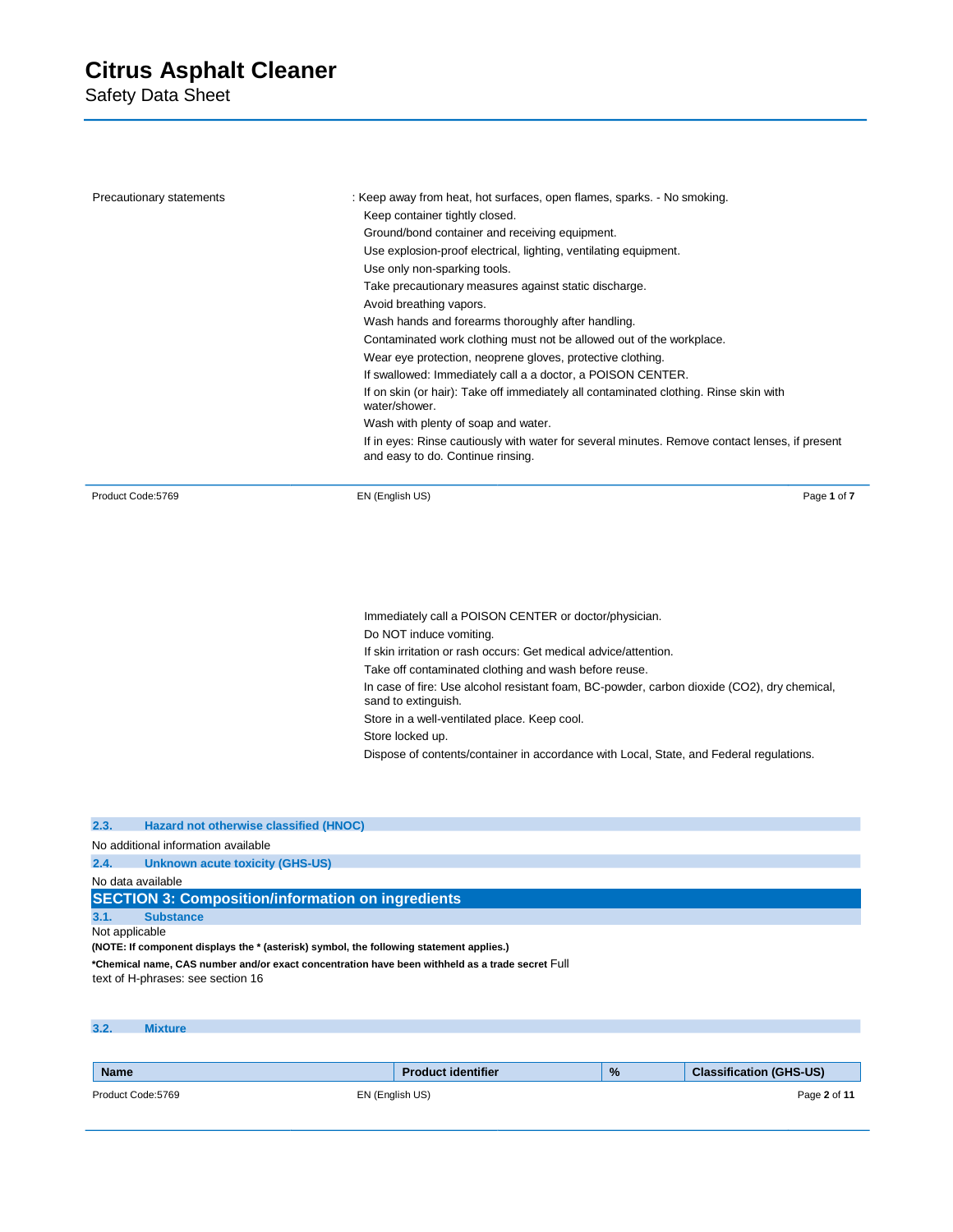Precautionary statements : Keep away from heat, hot surfaces, open flames, sparks. - No smoking.

Keep container tightly closed.

Ground/bond container and receiving equipment.

Use explosion-proof electrical, lighting, ventilating equipment.

Use only non-sparking tools.

Take precautionary measures against static discharge.

Avoid breathing vapors.

Wash hands and forearms thoroughly after handling.

Contaminated work clothing must not be allowed out of the workplace.

Wear eye protection, neoprene gloves, protective clothing.

If swallowed: Immediately call a a doctor, a POISON CENTER.

If on skin (or hair): Take off immediately all contaminated clothing. Rinse skin with water/shower.

Wash with plenty of soap and water.

If in eyes: Rinse cautiously with water for several minutes. Remove contact lenses, if present and easy to do. Continue rinsing.

Immediately call a POISON CENTER or doctor/physician.

Do NOT induce vomiting.

If skin irritation or rash occurs: Get medical advice/attention.

Take off contaminated clothing and wash before reuse.

In case of fire: Use alcohol resistant foam, BC-powder, carbon dioxide ($CO_2$), dry chemical, sand to extinguish.

Store in a well-ventilated place. Keep cool.

Store locked up.

Dispose of contents/container in accordance with Local, State, and Federal regulations.

### 2.3. Hazard not otherwise classified (HNOC)

No additional information available

### 2.4. Unknown acute toxicity (GHS-US)

No data available

## SECTION 3: Composition/information on ingredients

### 3.1. Substance

Not applicable

**(NOTE: If component displays the * (asterisk) symbol, the following statement applies.)**

**\*Chemical name, CAS number and/or exact concentration have been withheld as a trade secret** Full text of H-phrases: see section 16

### 3.2. Mixture

| Name | Product identifier | % | Classification (GHS-US) |
|---|---|---|---|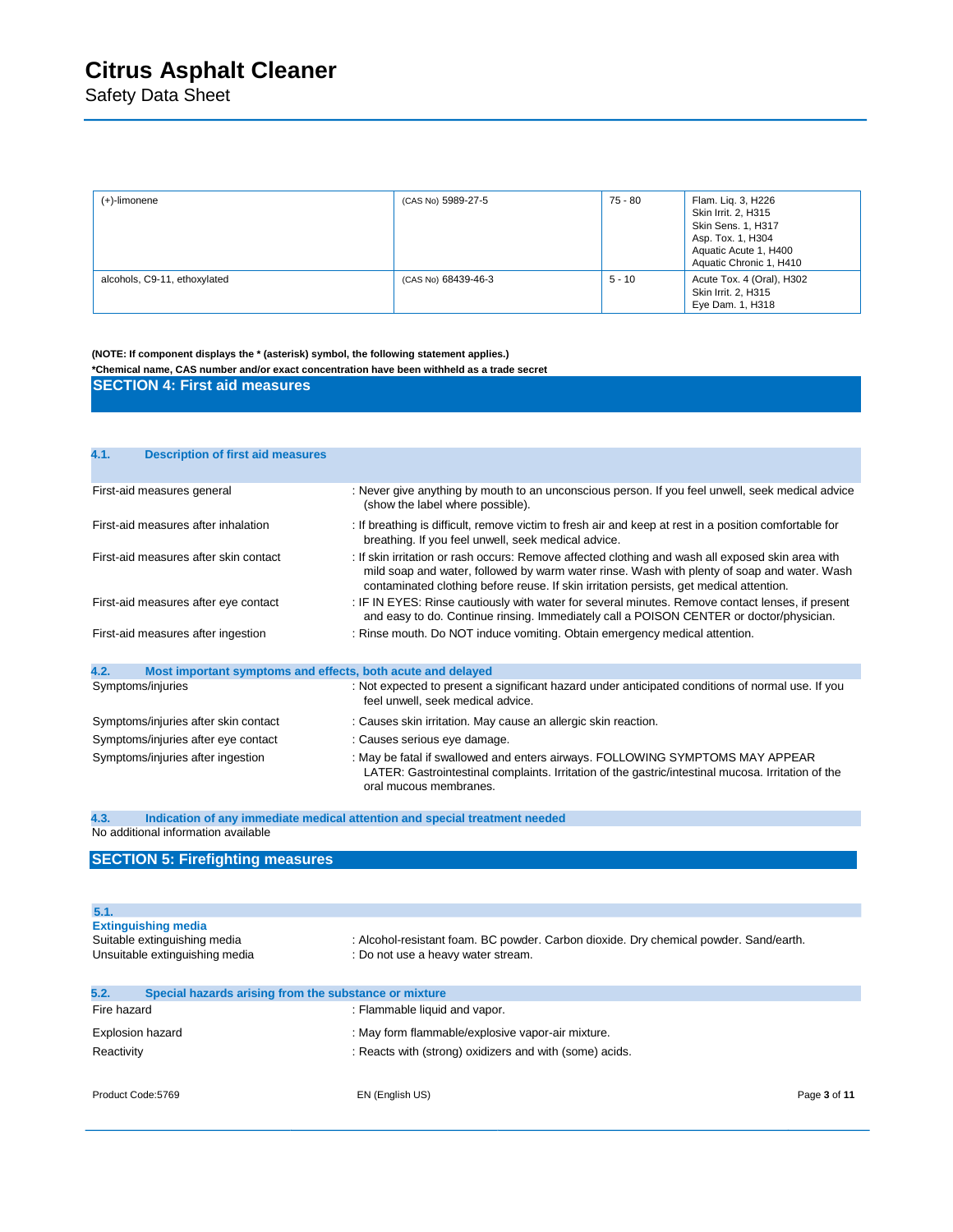| | | | |
|---|---|---|---|
| (+)-limonene | (CAS No) 5989-27-5 | 75 - 80 | Flam. Liq. 3, H226<br>Skin Irrit. 2, H315<br>Skin Sens. 1, H317<br>Asp. Tox. 1, H304<br>Aquatic Acute 1, H400<br>Aquatic Chronic 1, H410 |
| alcohols, C9-11, ethoxylated | (CAS No) 68439-46-3 | 5 - 10 | Acute Tox. 4 (Oral), H302<br>Skin Irrit. 2, H315<br>Eye Dam. 1, H318 |

**(NOTE: If component displays the * (asterisk) symbol, the following statement applies.)**
***Chemical name, CAS number and/or exact concentration have been withheld as a trade secret**

## SECTION 4: First aid measures

### 4.1. Description of first aid measures

First-aid measures general : Never give anything by mouth to an unconscious person. If you feel unwell, seek medical advice (show the label where possible).

First-aid measures after inhalation : If breathing is difficult, remove victim to fresh air and keep at rest in a position comfortable for breathing. If you feel unwell, seek medical advice.

First-aid measures after skin contact : If skin irritation or rash occurs: Remove affected clothing and wash all exposed skin area with mild soap and water, followed by warm water rinse. Wash with plenty of soap and water. Wash contaminated clothing before reuse. If skin irritation persists, get medical attention.

First-aid measures after eye contact : IF IN EYES: Rinse cautiously with water for several minutes. Remove contact lenses, if present and easy to do. Continue rinsing. Immediately call a POISON CENTER or doctor/physician.

First-aid measures after ingestion : Rinse mouth. Do NOT induce vomiting. Obtain emergency medical attention.

### 4.2. Most important symptoms and effects, both acute and delayed

Symptoms/injuries : Not expected to present a significant hazard under anticipated conditions of normal use. If you feel unwell, seek medical advice.

Symptoms/injuries after skin contact : Causes skin irritation. May cause an allergic skin reaction.

Symptoms/injuries after eye contact : Causes serious eye damage.

Symptoms/injuries after ingestion : May be fatal if swallowed and enters airways. FOLLOWING SYMPTOMS MAY APPEAR LATER: Gastrointestinal complaints. Irritation of the gastric/intestinal mucosa. Irritation of the oral mucous membranes.

### 4.3. Indication of any immediate medical attention and special treatment needed

No additional information available

## SECTION 5: Firefighting measures

### 5.1. Extinguishing media

Suitable extinguishing media : Alcohol-resistant foam. BC powder. Carbon dioxide. Dry chemical powder. Sand/earth.

Unsuitable extinguishing media : Do not use a heavy water stream.

### 5.2. Special hazards arising from the substance or mixture

Fire hazard : Flammable liquid and vapor.

Explosion hazard : May form flammable/explosive vapor-air mixture.

Reactivity : Reacts with (strong) oxidizers and with (some) acids.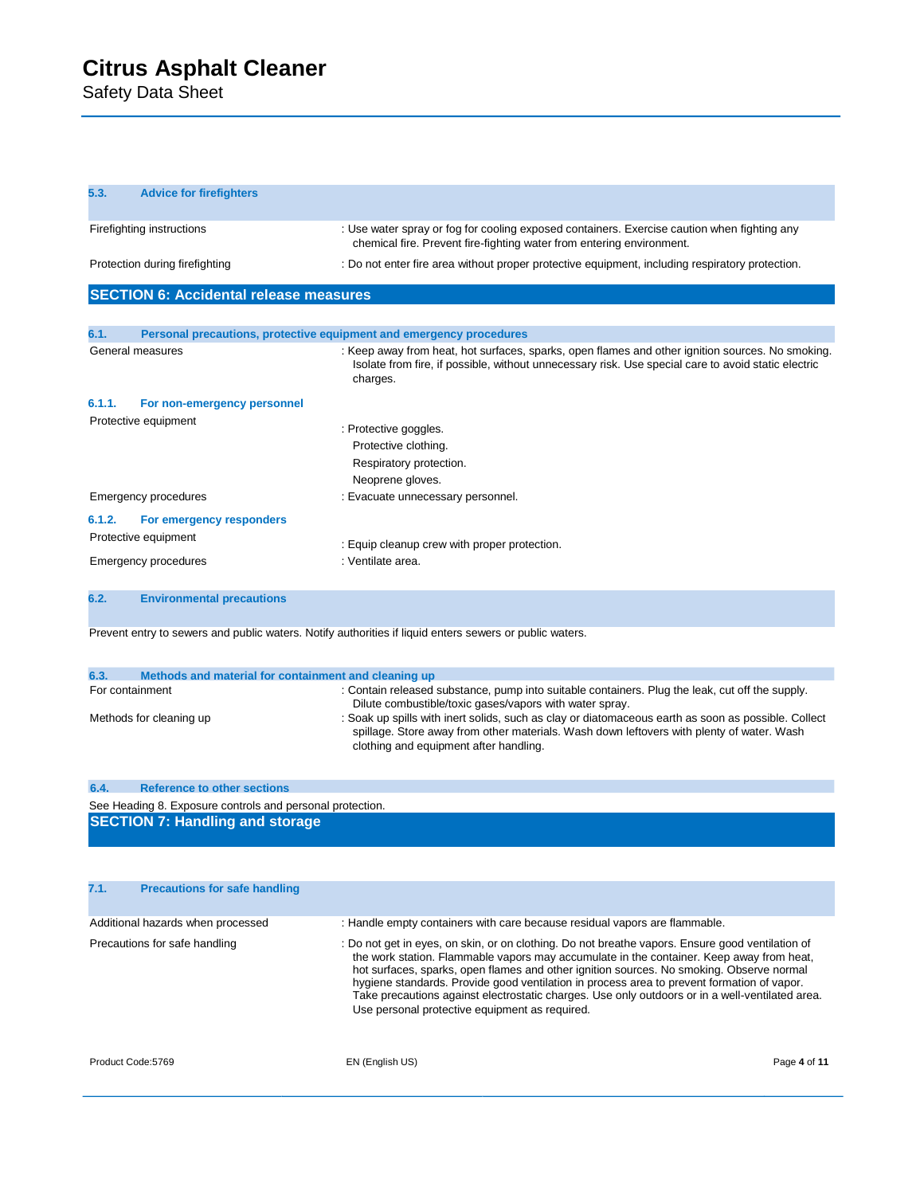### 5.3. Advice for firefighters

| | |
|---|---|
| Firefighting instructions | : Use water spray or fog for cooling exposed containers. Exercise caution when fighting any chemical fire. Prevent fire-fighting water from entering environment. |
| Protection during firefighting | : Do not enter fire area without proper protective equipment, including respiratory protection. |

## SECTION 6: Accidental release measures

### 6.1. Personal precautions, protective equipment and emergency procedures

| | |
|---|---|
| General measures | : Keep away from heat, hot surfaces, sparks, open flames and other ignition sources. No smoking. Isolate from fire, if possible, without unnecessary risk. Use special care to avoid static electric charges. |

#### 6.1.1. For non-emergency personnel

| | |
|---|---|
| Protective equipment | : Protective goggles.<br>Protective clothing.<br>Respiratory protection.<br>Neoprene gloves. |
| Emergency procedures | : Evacuate unnecessary personnel. |

#### 6.1.2. For emergency responders

| | |
|---|---|
| Protective equipment | : Equip cleanup crew with proper protection. |
| Emergency procedures | : Ventilate area. |

### 6.2. Environmental precautions

Prevent entry to sewers and public waters. Notify authorities if liquid enters sewers or public waters.

### 6.3. Methods and material for containment and cleaning up

| | |
|---|---|
| For containment | : Contain released substance, pump into suitable containers. Plug the leak, cut off the supply. Dilute combustible/toxic gases/vapors with water spray. |
| Methods for cleaning up | : Soak up spills with inert solids, such as clay or diatomaceous earth as soon as possible. Collect spillage. Store away from other materials. Wash down leftovers with plenty of water. Wash clothing and equipment after handling. |

### 6.4. Reference to other sections

See Heading 8. Exposure controls and personal protection.

## SECTION 7: Handling and storage

### 7.1. Precautions for safe handling

| | |
|---|---|
| Additional hazards when processed | : Handle empty containers with care because residual vapors are flammable. |
| Precautions for safe handling | : Do not get in eyes, on skin, or on clothing. Do not breathe vapors. Ensure good ventilation of the work station. Flammable vapors may accumulate in the container. Keep away from heat, hot surfaces, sparks, open flames and other ignition sources. No smoking. Observe normal hygiene standards. Provide good ventilation in process area to prevent formation of vapor. Take precautions against electrostatic charges. Use only outdoors or in a well-ventilated area. Use personal protective equipment as required. |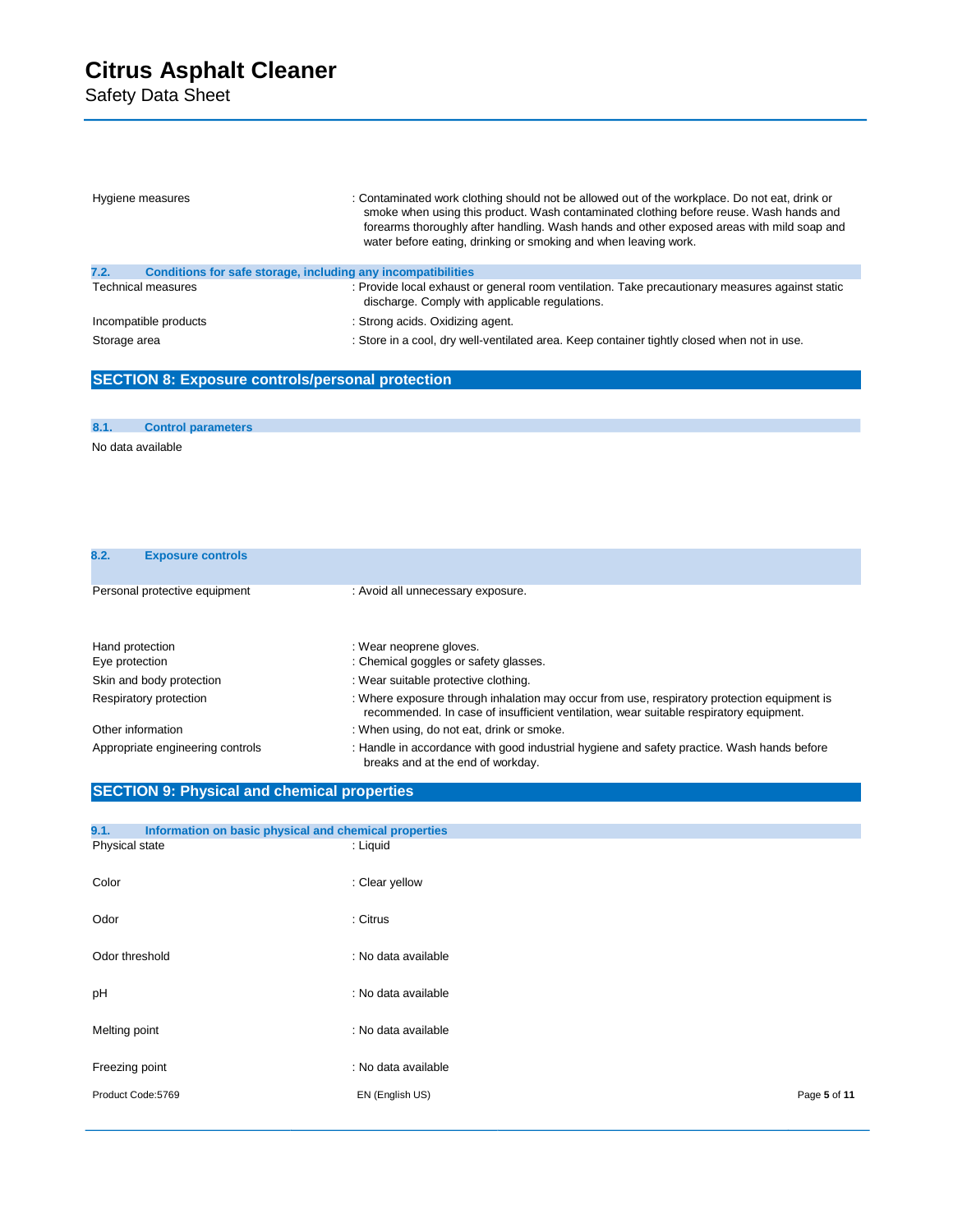| | |
|---|---|
| Hygiene measures | : Contaminated work clothing should not be allowed out of the workplace. Do not eat, drink or smoke when using this product. Wash contaminated clothing before reuse. Wash hands and forearms thoroughly after handling. Wash hands and other exposed areas with mild soap and water before eating, drinking or smoking and when leaving work. |

### 7.2. Conditions for safe storage, including any incompatibilities

| | |
|---|---|
| Technical measures | : Provide local exhaust or general room ventilation. Take precautionary measures against static discharge. Comply with applicable regulations. |
| Incompatible products | : Strong acids. Oxidizing agent. |
| Storage area | : Store in a cool, dry well-ventilated area. Keep container tightly closed when not in use. |

## SECTION 8: Exposure controls/personal protection

### 8.1. Control parameters

No data available

### 8.2. Exposure controls

| | |
|---|---|
| Personal protective equipment | : Avoid all unnecessary exposure. |
| Hand protection | : Wear neoprene gloves. |
| Eye protection | : Chemical goggles or safety glasses. |
| Skin and body protection | : Wear suitable protective clothing. |
| Respiratory protection | : Where exposure through inhalation may occur from use, respiratory protection equipment is recommended. In case of insufficient ventilation, wear suitable respiratory equipment. |
| Other information | : When using, do not eat, drink or smoke. |
| Appropriate engineering controls | : Handle in accordance with good industrial hygiene and safety practice. Wash hands before breaks and at the end of workday. |

## SECTION 9: Physical and chemical properties

### 9.1. Information on basic physical and chemical properties

| | |
|---|---|
| Physical state | : Liquid |
| Color | : Clear yellow |
| Odor | : Citrus |
| Odor threshold | : No data available |
| pH | : No data available |
| Melting point | : No data available |
| Freezing point | : No data available |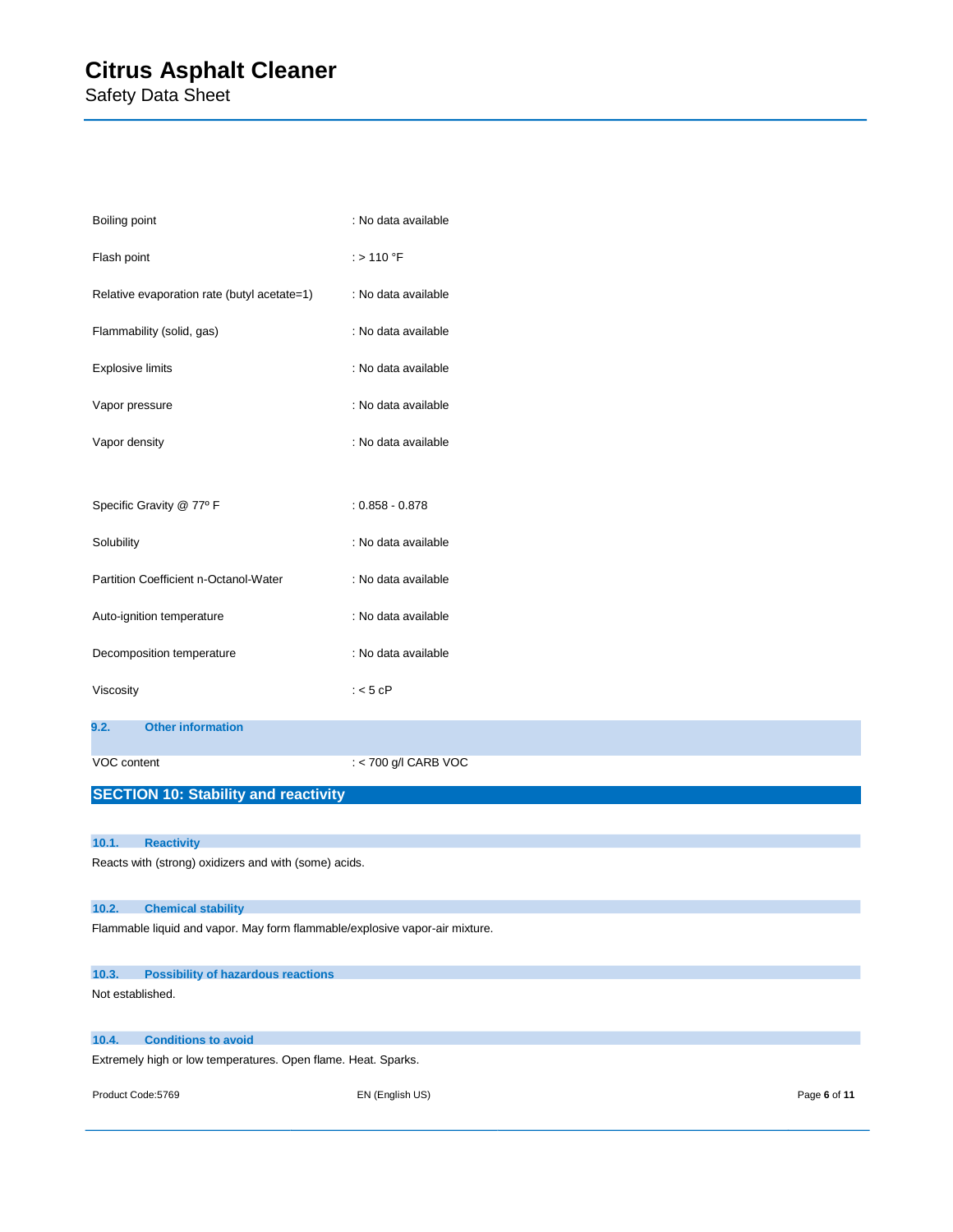| | |
|---|---|
| Boiling point | : No data available |
| Flash point | : > 110 °F |
| Relative evaporation rate (butyl acetate=1) | : No data available |
| Flammability (solid, gas) | : No data available |
| Explosive limits | : No data available |
| Vapor pressure | : No data available |
| Vapor density | : No data available |
| Specific Gravity @ 77º F | : 0.858 - 0.878 |
| Solubility | : No data available |
| Partition Coefficient n-Octanol-Water | : No data available |
| Auto-ignition temperature | : No data available |
| Decomposition temperature | : No data available |
| Viscosity | : < 5 cP |

### 9.2. Other information

| | |
|---|---|
| VOC content | : < 700 g/l CARB VOC |

## SECTION 10: Stability and reactivity

### 10.1. Reactivity

Reacts with (strong) oxidizers and with (some) acids.

### 10.2. Chemical stability

Flammable liquid and vapor. May form flammable/explosive vapor-air mixture.

### 10.3. Possibility of hazardous reactions

Not established.

### 10.4. Conditions to avoid

Extremely high or low temperatures. Open flame. Heat. Sparks.

Product Code:5769 EN (English US)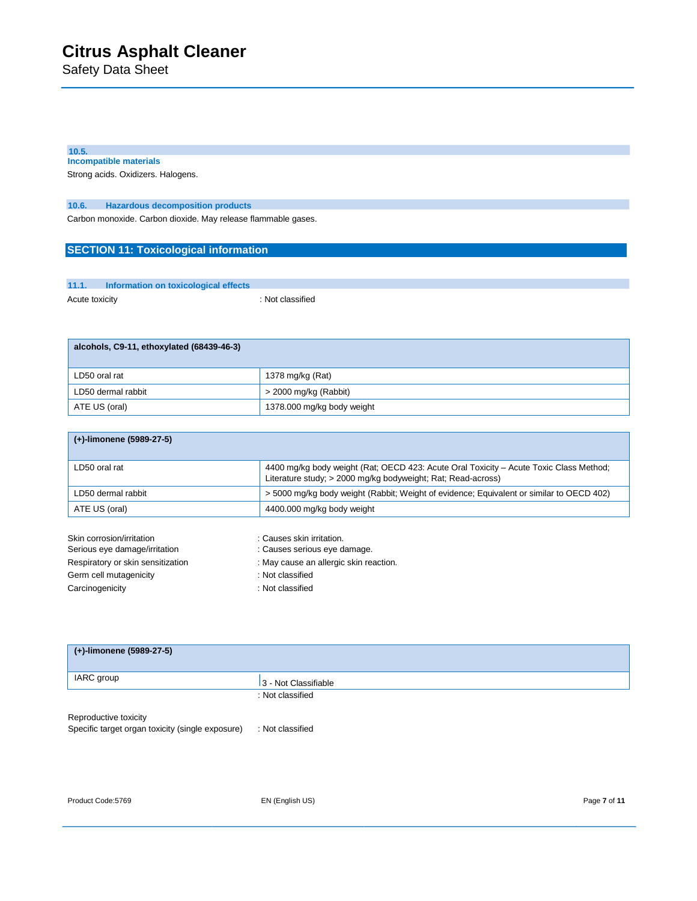### 10.5. Incompatible materials

Strong acids. Oxidizers. Halogens.

### 10.6. Hazardous decomposition products

Carbon monoxide. Carbon dioxide. May release flammable gases.

## SECTION 11: Toxicological information

### 11.1. Information on toxicological effects

Acute toxicity : Not classified

| alcohols, C9-11, ethoxylated (68439-46-3) | |
|---|---|
| LD50 oral rat | 1378 mg/kg (Rat) |
| LD50 dermal rabbit | > 2000 mg/kg (Rabbit) |
| ATE US (oral) | 1378.000 mg/kg body weight |

| (+)-limonene (5989-27-5) | |
|---|---|
| LD50 oral rat | 4400 mg/kg body weight (Rat; OECD 423: Acute Oral Toxicity – Acute Toxic Class Method; Literature study; > 2000 mg/kg bodyweight; Rat; Read-across) |
| LD50 dermal rabbit | > 5000 mg/kg body weight (Rabbit; Weight of evidence; Equivalent or similar to OECD 402) |
| ATE US (oral) | 4400.000 mg/kg body weight |

Skin corrosion/irritation : Causes skin irritation.

Serious eye damage/irritation : Causes serious eye damage.

Respiratory or skin sensitization : May cause an allergic skin reaction.

Germ cell mutagenicity : Not classified

Carcinogenicity : Not classified

| (+)-limonene (5989-27-5) | |
|---|---|
| IARC group | 3 - Not Classifiable |

Reproductive toxicity : Not classified

Specific target organ toxicity (single exposure) : Not classified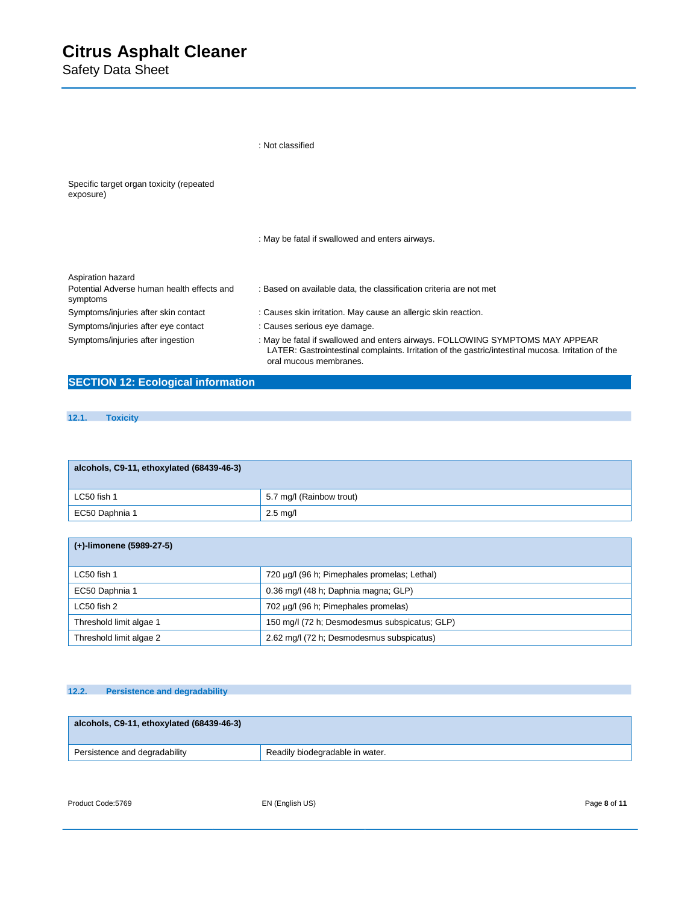: Not classified

Specific target organ toxicity (repeated exposure)

: May be fatal if swallowed and enters airways.

Aspiration hazard

Potential Adverse human health effects and symptoms : Based on available data, the classification criteria are not met

Symptoms/injuries after skin contact : Causes skin irritation. May cause an allergic skin reaction.

Symptoms/injuries after eye contact : Causes serious eye damage.

Symptoms/injuries after ingestion : May be fatal if swallowed and enters airways. FOLLOWING SYMPTOMS MAY APPEAR LATER: Gastrointestinal complaints. Irritation of the gastric/intestinal mucosa. Irritation of the oral mucous membranes.

## SECTION 12: Ecological information

### 12.1. Toxicity

| alcohols, C9-11, ethoxylated (68439-46-3) | |
|---|---|
| LC50 fish 1 | 5.7 mg/l (Rainbow trout) |
| EC50 Daphnia 1 | 2.5 mg/l |

| (+)-limonene (5989-27-5) | |
|---|---|
| LC50 fish 1 | 720 µg/l (96 h; Pimephales promelas; Lethal) |
| EC50 Daphnia 1 | 0.36 mg/l (48 h; Daphnia magna; GLP) |
| LC50 fish 2 | 702 µg/l (96 h; Pimephales promelas) |
| Threshold limit algae 1 | 150 mg/l (72 h; Desmodesmus subspicatus; GLP) |
| Threshold limit algae 2 | 2.62 mg/l (72 h; Desmodesmus subspicatus) |

### 12.2. Persistence and degradability

| alcohols, C9-11, ethoxylated (68439-46-3) | |
|---|---|
| Persistence and degradability | Readily biodegradable in water. |

Product Code:5769 EN (English US)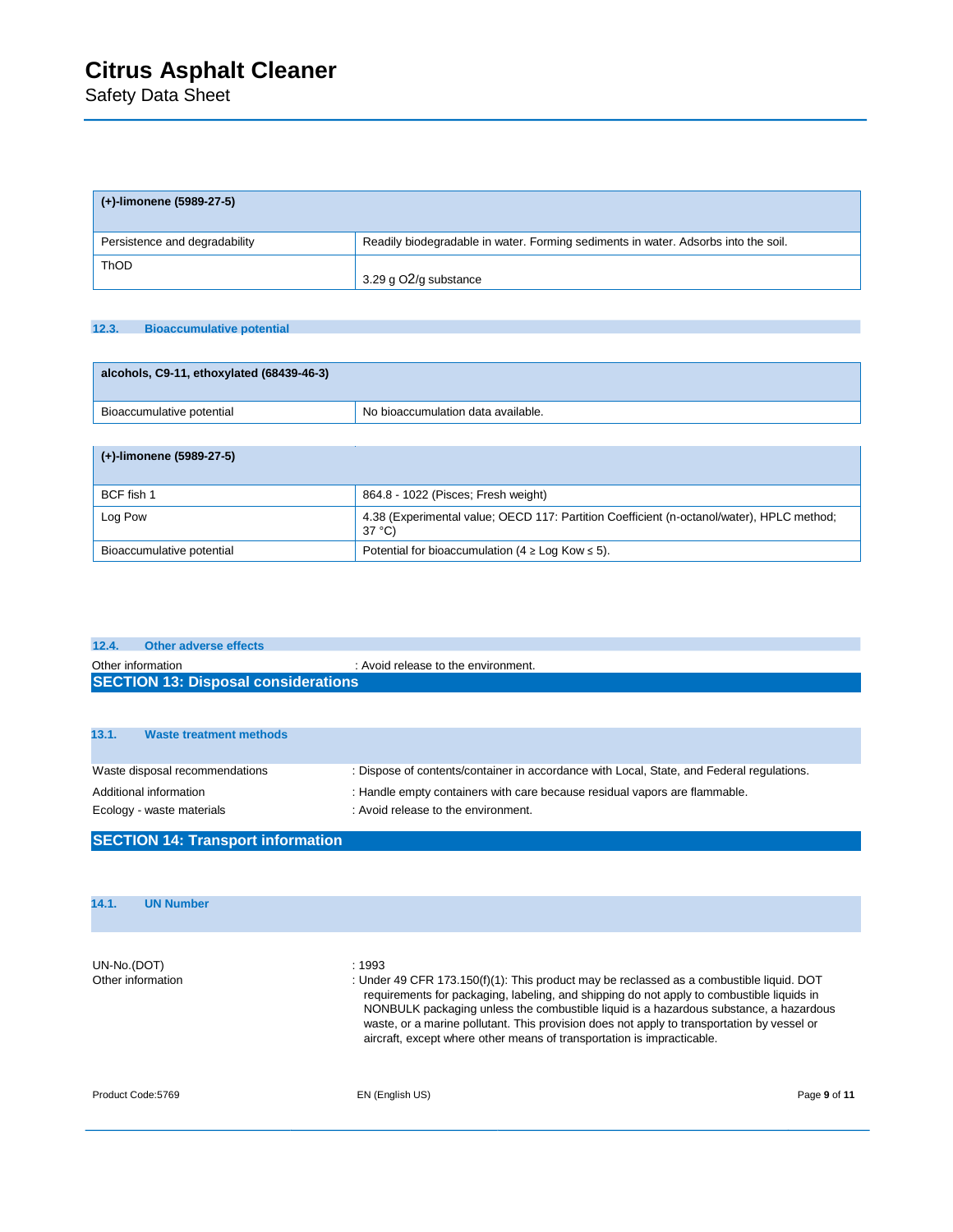| (+)-limonene (5989-27-5) | |
|---|---|
| Persistence and degradability | Readily biodegradable in water. Forming sediments in water. Adsorbs into the soil. |
| ThOD | 3.29 g $O_2$/g substance |

### 12.3. Bioaccumulative potential

| alcohols, C9-11, ethoxylated (68439-46-3) | |
|---|---|
| Bioaccumulative potential | No bioaccumulation data available. |

| (+)-limonene (5989-27-5) | |
|---|---|
| BCF fish 1 | 864.8 - 1022 (Pisces; Fresh weight) |
| Log Pow | 4.38 (Experimental value; OECD 117: Partition Coefficient (n-octanol/water), HPLC method; 37 °C) |
| Bioaccumulative potential | Potential for bioaccumulation (4 ≥ Log Kow ≤ 5). |

### 12.4. Other adverse effects

Other information : Avoid release to the environment.

## SECTION 13: Disposal considerations

### 13.1. Waste treatment methods

Waste disposal recommendations : Dispose of contents/container in accordance with Local, State, and Federal regulations.

Additional information : Handle empty containers with care because residual vapors are flammable.

Ecology - waste materials : Avoid release to the environment.

## SECTION 14: Transport information

### 14.1. UN Number

UN-No.(DOT) : 1993

Other information : Under 49 CFR 173.150(f)(1): This product may be reclassed as a combustible liquid. DOT requirements for packaging, labeling, and shipping do not apply to combustible liquids in NONBULK packaging unless the combustible liquid is a hazardous substance, a hazardous waste, or a marine pollutant. This provision does not apply to transportation by vessel or aircraft, except where other means of transportation is impracticable.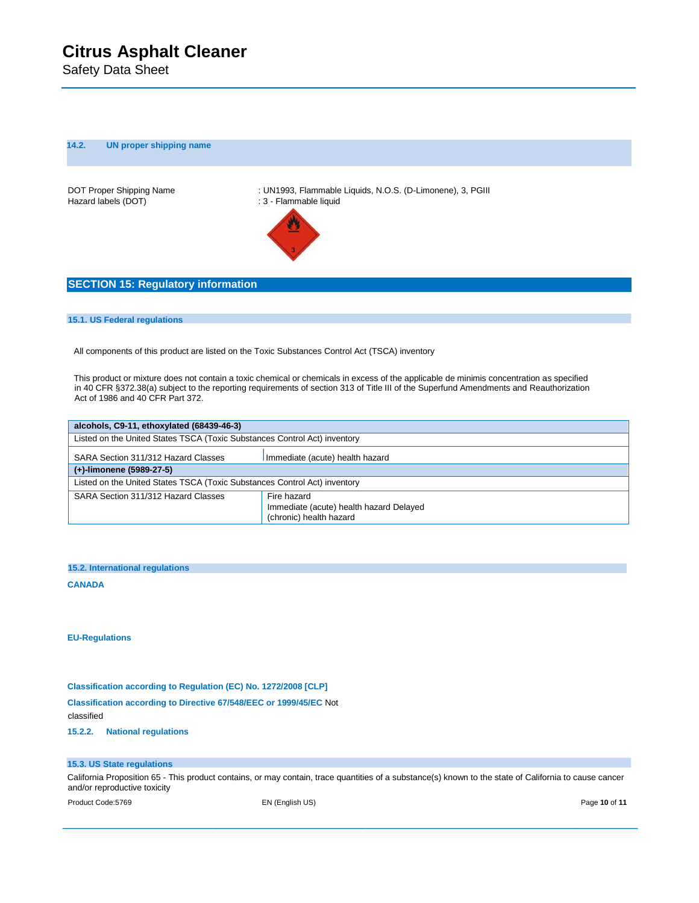#### 14.2. UN proper shipping name

DOT Proper Shipping Name : UN1993, Flammable Liquids, N.O.S. (D-Limonene), 3, PGIII
Hazard labels (DOT) : 3 - Flammable liquid

## SECTION 15: Regulatory information

### 15.1. US Federal regulations

All components of this product are listed on the Toxic Substances Control Act (TSCA) inventory

This product or mixture does not contain a toxic chemical or chemicals in excess of the applicable de minimis concentration as specified in 40 CFR §372.38(a) subject to the reporting requirements of section 313 of Title III of the Superfund Amendments and Reauthorization Act of 1986 and 40 CFR Part 372.

| **alcohols, C9-11, ethoxylated (68439-46-3)** | |
|---|---|
| Listed on the United States TSCA (Toxic Substances Control Act) inventory | |
| SARA Section 311/312 Hazard Classes | Immediate (acute) health hazard |
| **(+)-limonene (5989-27-5)** | |
| Listed on the United States TSCA (Toxic Substances Control Act) inventory | |
| SARA Section 311/312 Hazard Classes | Fire hazard<br>Immediate (acute) health hazard Delayed (chronic) health hazard |

### 15.2. International regulations

**CANADA**

**EU-Regulations**

**Classification according to Regulation (EC) No. 1272/2008 [CLP]**

**Classification according to Directive 67/548/EEC or 1999/45/EC** Not classified

#### 15.2.2. National regulations

### 15.3. US State regulations

California Proposition 65 - This product contains, or may contain, trace quantities of a substance(s) known to the state of California to cause cancer and/or reproductive toxicity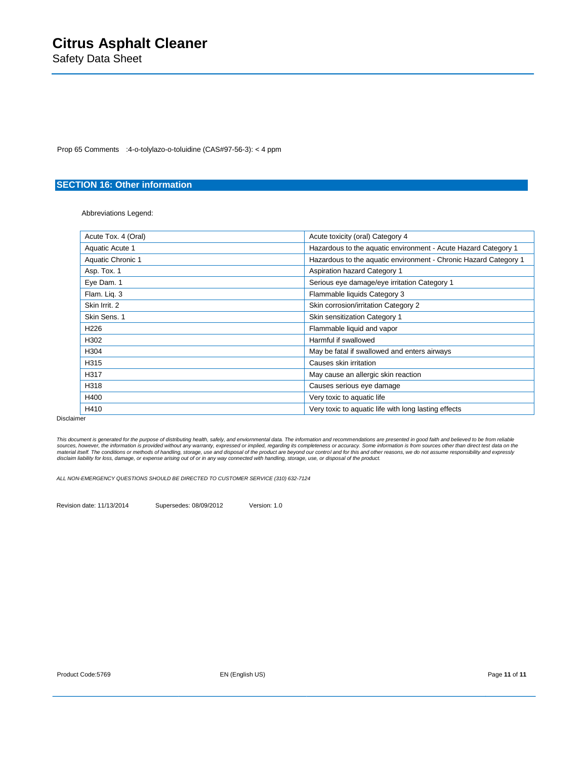Prop 65 Comments :4-o-tolylazo-o-toluidine (CAS#97-56-3): < 4 ppm

## SECTION 16: Other information

Abbreviations Legend:

| | |
|---|---|
| Acute Tox. 4 (Oral) | Acute toxicity (oral) Category 4 |
| Aquatic Acute 1 | Hazardous to the aquatic environment - Acute Hazard Category 1 |
| Aquatic Chronic 1 | Hazardous to the aquatic environment - Chronic Hazard Category 1 |
| Asp. Tox. 1 | Aspiration hazard Category 1 |
| Eye Dam. 1 | Serious eye damage/eye irritation Category 1 |
| Flam. Liq. 3 | Flammable liquids Category 3 |
| Skin Irrit. 2 | Skin corrosion/irritation Category 2 |
| Skin Sens. 1 | Skin sensitization Category 1 |
| H226 | Flammable liquid and vapor |
| H302 | Harmful if swallowed |
| H304 | May be fatal if swallowed and enters airways |
| H315 | Causes skin irritation |
| H317 | May cause an allergic skin reaction |
| H318 | Causes serious eye damage |
| H400 | Very toxic to aquatic life |
| H410 | Very toxic to aquatic life with long lasting effects |

Disclaimer

*This document is generated for the purpose of distributing health, safely, and enviornmental data. The information and recommendations are presented in good faith and believed to be from reliable sources, however, the information is provided without any warranty, expressed or implied, regarding its completeness or accuracy. Some information is from sources other than direct test data on the material itself. The conditions or methods of handling, storage, use and disposal of the product are beyond our control and for this and other reasons, we do not assume responsibility and expressly disclaim liability for loss, damage, or expense arising out of or in any way connected with handling, storage, use, or disposal of the product.*

*ALL NON-EMERGENCY QUESTIONS SHOULD BE DIRECTED TO CUSTOMER SERVICE (310) 632-7124*

Revision date: 11/13/2014 Supersedes: 08/09/2012 Version: 1.0

Product Code:5769 EN (English US)